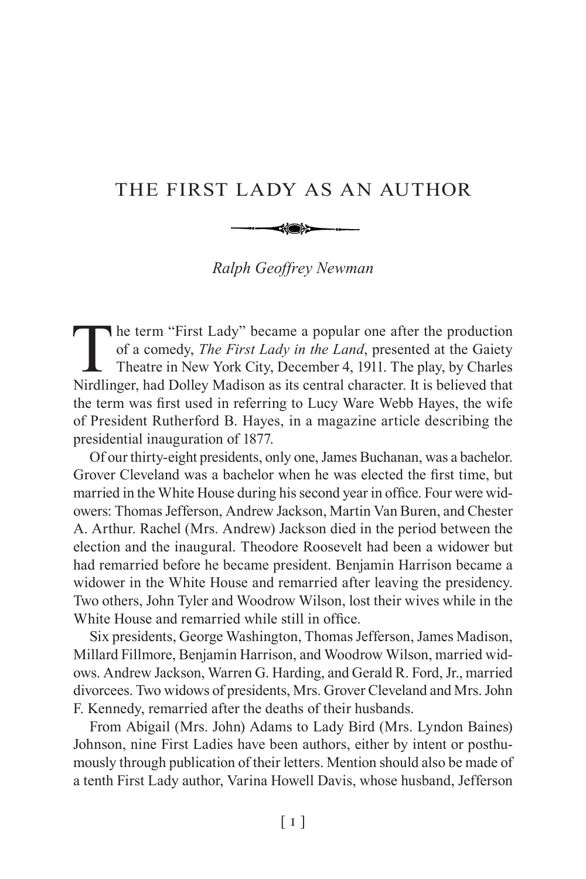# THE FIRST LADY AS AN AUTHOR

*Ralph Geoffrey Newman*

The term "First Lady" became a popular one after the production of a comedy, *The First Lady in the Land*, presented at the Gaiety Theatre in New York City, December 4, 1911. The play, by Charles Nirdlinger, had Dolley Madison as its central character. It is believed that the term was first used in referring to Lucy Ware Webb Hayes, the wife of President Rutherford B. Hayes, in a magazine article describing the presidential inauguration of 1877.

Of our thirty-eight presidents, only one, James Buchanan, was a bachelor. Grover Cleveland was a bachelor when he was elected the first time, but married in the White House during his second year in office. Four were widowers: Thomas Jefferson, Andrew Jackson, Martin Van Buren, and Chester A. Arthur. Rachel (Mrs. Andrew) Jackson died in the period between the election and the inaugural. Theodore Roosevelt had been a widower but had remarried before he became president. Benjamin Harrison became a widower in the White House and remarried after leaving the presidency. Two others, John Tyler and Woodrow Wilson, lost their wives while in the White House and remarried while still in office.

Six presidents, George Washington, Thomas Jefferson, James Madison, Millard Fillmore, Benjamin Harrison, and Woodrow Wilson, married widows. Andrew Jackson, Warren G. Harding, and Gerald R. Ford, Jr., married divorcees. Two widows of presidents, Mrs. Grover Cleveland and Mrs. John F. Kennedy, remarried after the deaths of their husbands.

From Abigail (Mrs. John) Adams to Lady Bird (Mrs. Lyndon Baines) Johnson, nine First Ladies have been authors, either by intent or posthumously through publication of their letters. Mention should also be made of a tenth First Lady author, Varina Howell Davis, whose husband, Jefferson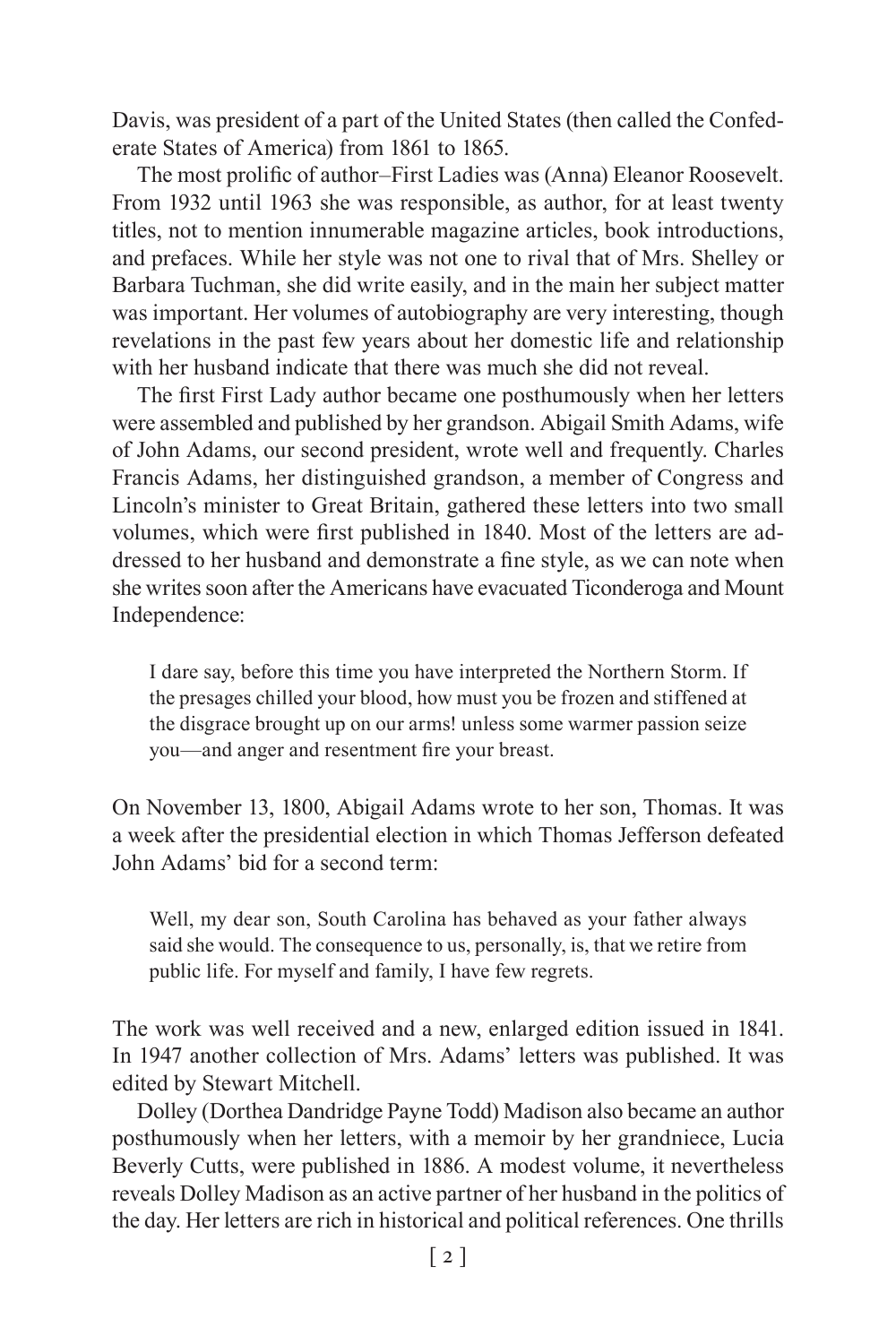Davis, was president of a part of the United States (then called the Confederate States of America) from 1861 to 1865.

The most prolific of author–First Ladies was (Anna) Eleanor Roosevelt. From 1932 until 1963 she was responsible, as author, for at least twenty titles, not to mention innumerable magazine articles, book introductions, and prefaces. While her style was not one to rival that of Mrs. Shelley or Barbara Tuchman, she did write easily, and in the main her subject matter was important. Her volumes of autobiography are very interesting, though revelations in the past few years about her domestic life and relationship with her husband indicate that there was much she did not reveal.

The first First Lady author became one posthumously when her letters were assembled and published by her grandson. Abigail Smith Adams, wife of John Adams, our second president, wrote well and frequently. Charles Francis Adams, her distinguished grandson, a member of Congress and Lincoln's minister to Great Britain, gathered these letters into two small volumes, which were first published in 1840. Most of the letters are addressed to her husband and demonstrate a fine style, as we can note when she writes soon after the Americans have evacuated Ticonderoga and Mount Independence:

> I dare say, before this time you have interpreted the Northern Storm. If the presages chilled your blood, how must you be frozen and stiffened at the disgrace brought up on our arms! unless some warmer passion seize you—and anger and resentment fire your breast.

On November 13, 1800, Abigail Adams wrote to her son, Thomas. It was a week after the presidential election in which Thomas Jefferson defeated John Adams' bid for a second term:

> Well, my dear son, South Carolina has behaved as your father always said she would. The consequence to us, personally, is, that we retire from public life. For myself and family, I have few regrets.

The work was well received and a new, enlarged edition issued in 1841. In 1947 another collection of Mrs. Adams' letters was published. It was edited by Stewart Mitchell.

Dolley (Dorthea Dandridge Payne Todd) Madison also became an author posthumously when her letters, with a memoir by her grandniece, Lucia Beverly Cutts, were published in 1886. A modest volume, it nevertheless reveals Dolley Madison as an active partner of her husband in the politics of the day. Her letters are rich in historical and political references. One thrills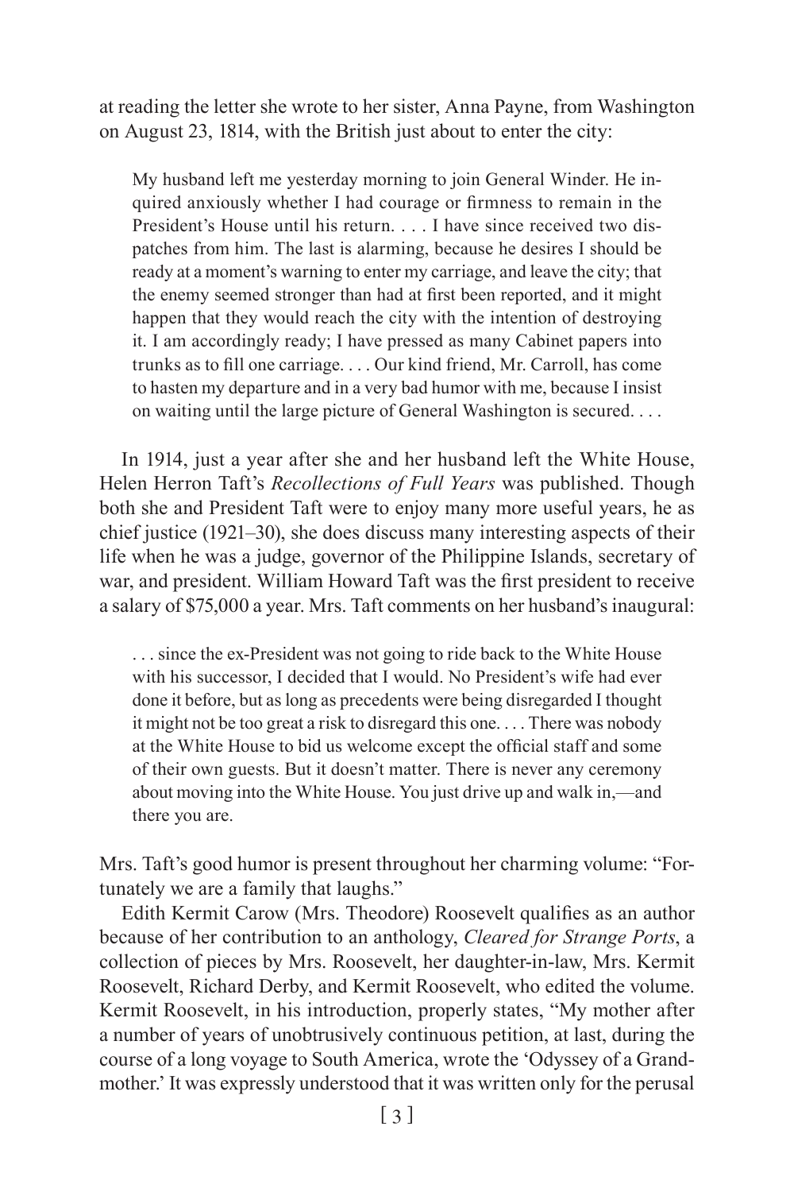at reading the letter she wrote to her sister, Anna Payne, from Washington on August 23, 1814, with the British just about to enter the city:

> My husband left me yesterday morning to join General Winder. He inquired anxiously whether I had courage or firmness to remain in the President's House until his return. . . . I have since received two dispatches from him. The last is alarming, because he desires I should be ready at a moment's warning to enter my carriage, and leave the city; that the enemy seemed stronger than had at first been reported, and it might happen that they would reach the city with the intention of destroying it. I am accordingly ready; I have pressed as many Cabinet papers into trunks as to fill one carriage. . . . Our kind friend, Mr. Carroll, has come to hasten my departure and in a very bad humor with me, because I insist on waiting until the large picture of General Washington is secured. . . .

In 1914, just a year after she and her husband left the White House, Helen Herron Taft's *Recollections of Full Years* was published. Though both she and President Taft were to enjoy many more useful years, he as chief justice (1921–30), she does discuss many interesting aspects of their life when he was a judge, governor of the Philippine Islands, secretary of war, and president. William Howard Taft was the first president to receive a salary of $75,000 a year. Mrs. Taft comments on her husband's inaugural:

> . . . since the ex-President was not going to ride back to the White House with his successor, I decided that I would. No President's wife had ever done it before, but as long as precedents were being disregarded I thought it might not be too great a risk to disregard this one. . . . There was nobody at the White House to bid us welcome except the official staff and some of their own guests. But it doesn't matter. There is never any ceremony about moving into the White House. You just drive up and walk in,—and there you are.

Mrs. Taft's good humor is present throughout her charming volume: "Fortunately we are a family that laughs."

Edith Kermit Carow (Mrs. Theodore) Roosevelt qualifies as an author because of her contribution to an anthology, *Cleared for Strange Ports*, a collection of pieces by Mrs. Roosevelt, her daughter-in-law, Mrs. Kermit Roosevelt, Richard Derby, and Kermit Roosevelt, who edited the volume. Kermit Roosevelt, in his introduction, properly states, "My mother after a number of years of unobtrusively continuous petition, at last, during the course of a long voyage to South America, wrote the 'Odyssey of a Grandmother.' It was expressly understood that it was written only for the perusal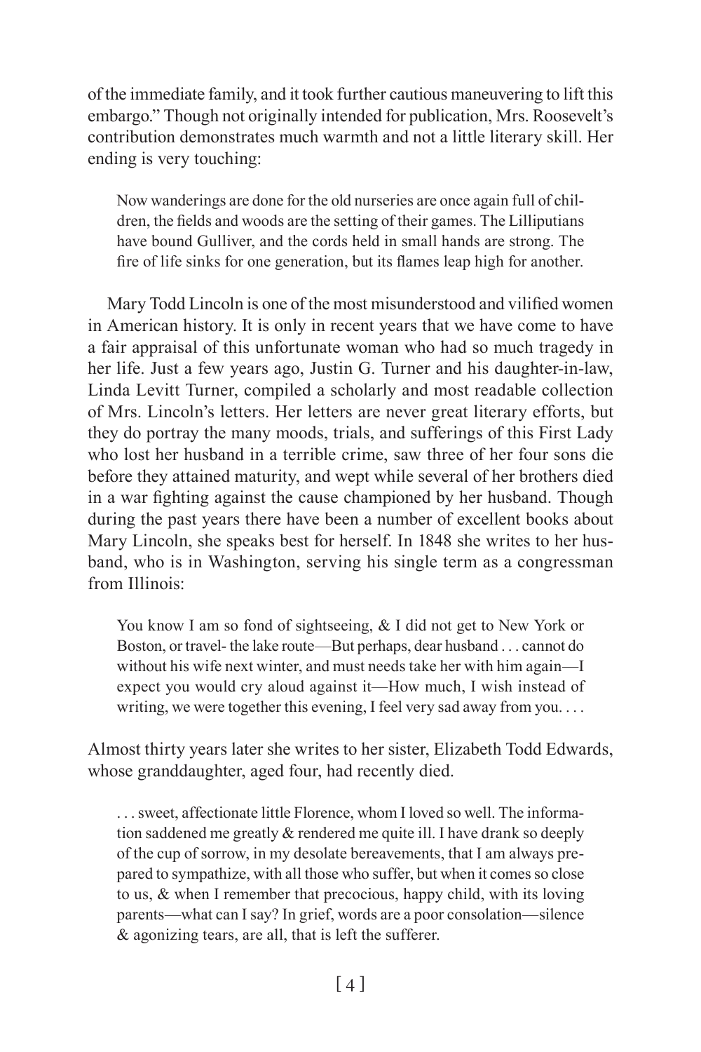of the immediate family, and it took further cautious maneuvering to lift this embargo." Though not originally intended for publication, Mrs. Roosevelt's contribution demonstrates much warmth and not a little literary skill. Her ending is very touching:

> Now wanderings are done for the old nurseries are once again full of children, the fields and woods are the setting of their games. The Lilliputians have bound Gulliver, and the cords held in small hands are strong. The fire of life sinks for one generation, but its flames leap high for another.

Mary Todd Lincoln is one of the most misunderstood and vilified women in American history. It is only in recent years that we have come to have a fair appraisal of this unfortunate woman who had so much tragedy in her life. Just a few years ago, Justin G. Turner and his daughter-in-law, Linda Levitt Turner, compiled a scholarly and most readable collection of Mrs. Lincoln's letters. Her letters are never great literary efforts, but they do portray the many moods, trials, and sufferings of this First Lady who lost her husband in a terrible crime, saw three of her four sons die before they attained maturity, and wept while several of her brothers died in a war fighting against the cause championed by her husband. Though during the past years there have been a number of excellent books about Mary Lincoln, she speaks best for herself. In 1848 she writes to her husband, who is in Washington, serving his single term as a congressman from Illinois:

> You know I am so fond of sightseeing, & I did not get to New York or Boston, or travel- the lake route—But perhaps, dear husband . . . cannot do without his wife next winter, and must needs take her with him again—I expect you would cry aloud against it—How much, I wish instead of writing, we were together this evening, I feel very sad away from you. . . .

Almost thirty years later she writes to her sister, Elizabeth Todd Edwards, whose granddaughter, aged four, had recently died.

> . . . sweet, affectionate little Florence, whom I loved so well. The information saddened me greatly & rendered me quite ill. I have drank so deeply of the cup of sorrow, in my desolate bereavements, that I am always prepared to sympathize, with all those who suffer, but when it comes so close to us, & when I remember that precocious, happy child, with its loving parents—what can I say? In grief, words are a poor consolation—silence & agonizing tears, are all, that is left the sufferer.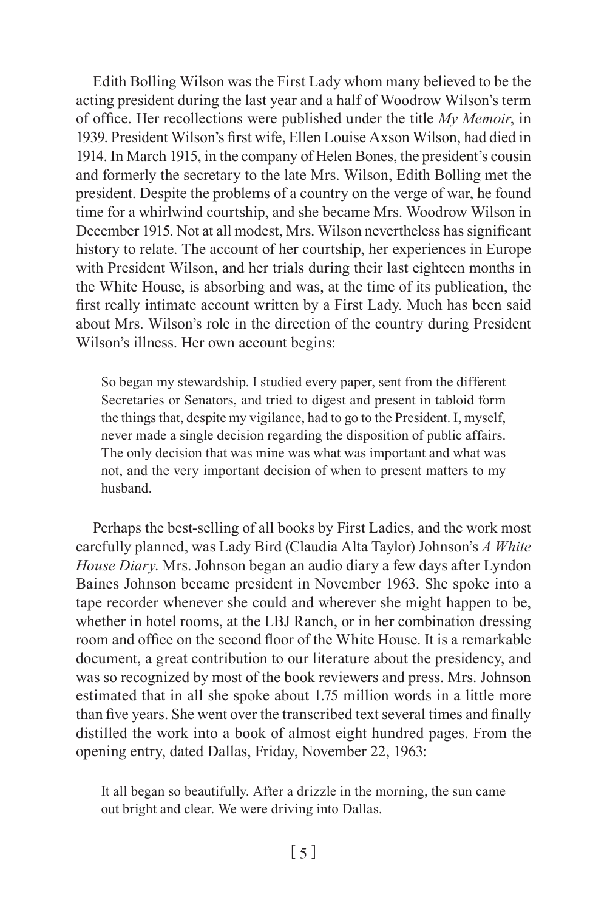Edith Bolling Wilson was the First Lady whom many believed to be the acting president during the last year and a half of Woodrow Wilson's term of office. Her recollections were published under the title *My Memoir*, in 1939. President Wilson's first wife, Ellen Louise Axson Wilson, had died in 1914. In March 1915, in the company of Helen Bones, the president's cousin and formerly the secretary to the late Mrs. Wilson, Edith Bolling met the president. Despite the problems of a country on the verge of war, he found time for a whirlwind courtship, and she became Mrs. Woodrow Wilson in December 1915. Not at all modest, Mrs. Wilson nevertheless has significant history to relate. The account of her courtship, her experiences in Europe with President Wilson, and her trials during their last eighteen months in the White House, is absorbing and was, at the time of its publication, the first really intimate account written by a First Lady. Much has been said about Mrs. Wilson's role in the direction of the country during President Wilson's illness. Her own account begins:

> So began my stewardship. I studied every paper, sent from the different Secretaries or Senators, and tried to digest and present in tabloid form the things that, despite my vigilance, had to go to the President. I, myself, never made a single decision regarding the disposition of public affairs. The only decision that was mine was what was important and what was not, and the very important decision of when to present matters to my husband.

Perhaps the best-selling of all books by First Ladies, and the work most carefully planned, was Lady Bird (Claudia Alta Taylor) Johnson's *A White House Diary*. Mrs. Johnson began an audio diary a few days after Lyndon Baines Johnson became president in November 1963. She spoke into a tape recorder whenever she could and wherever she might happen to be, whether in hotel rooms, at the LBJ Ranch, or in her combination dressing room and office on the second floor of the White House. It is a remarkable document, a great contribution to our literature about the presidency, and was so recognized by most of the book reviewers and press. Mrs. Johnson estimated that in all she spoke about 1.75 million words in a little more than five years. She went over the transcribed text several times and finally distilled the work into a book of almost eight hundred pages. From the opening entry, dated Dallas, Friday, November 22, 1963:

> It all began so beautifully. After a drizzle in the morning, the sun came out bright and clear. We were driving into Dallas.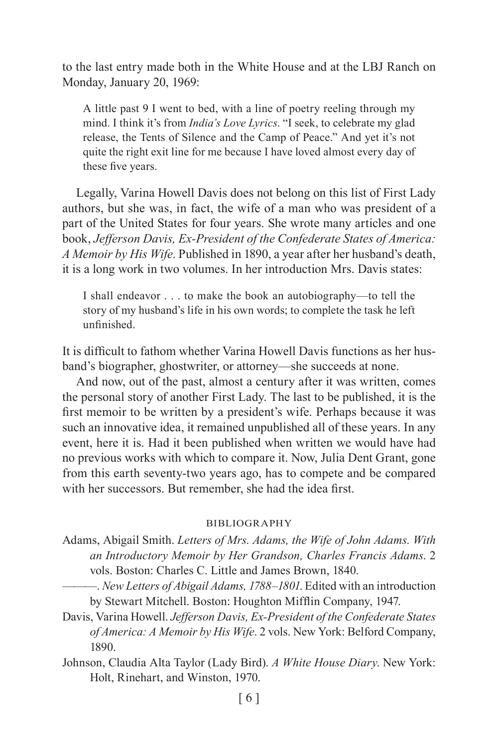to the last entry made both in the White House and at the LBJ Ranch on Monday, January 20, 1969:

> A little past 9 I went to bed, with a line of poetry reeling through my mind. I think it's from *India's Love Lyrics*. "I seek, to celebrate my glad release, the Tents of Silence and the Camp of Peace." And yet it's not quite the right exit line for me because I have loved almost every day of these five years.

Legally, Varina Howell Davis does not belong on this list of First Lady authors, but she was, in fact, the wife of a man who was president of a part of the United States for four years. She wrote many articles and one book, *Jefferson Davis, Ex-President of the Confederate States of America: A Memoir by His Wife*. Published in 1890, a year after her husband's death, it is a long work in two volumes. In her introduction Mrs. Davis states:

> I shall endeavor . . . to make the book an autobiography—to tell the story of my husband's life in his own words; to complete the task he left unfinished.

It is difficult to fathom whether Varina Howell Davis functions as her husband's biographer, ghostwriter, or attorney—she succeeds at none.

And now, out of the past, almost a century after it was written, comes the personal story of another First Lady. The last to be published, it is the first memoir to be written by a president's wife. Perhaps because it was such an innovative idea, it remained unpublished all of these years. In any event, here it is. Had it been published when written we would have had no previous works with which to compare it. Now, Julia Dent Grant, gone from this earth seventy-two years ago, has to compete and be compared with her successors. But remember, she had the idea first.

## BIBLIOGRAPHY

Adams, Abigail Smith. *Letters of Mrs. Adams, the Wife of John Adams. With an Introductory Memoir by Her Grandson, Charles Francis Adams*. 2 vols. Boston: Charles C. Little and James Brown, 1840.

———. *New Letters of Abigail Adams, 1788–1801*. Edited with an introduction by Stewart Mitchell. Boston: Houghton Mifflin Company, 1947.

Davis, Varina Howell. *Jefferson Davis, Ex-President of the Confederate States of America: A Memoir by His Wife*. 2 vols. New York: Belford Company, 1890.

Johnson, Claudia Alta Taylor (Lady Bird). *A White House Diary*. New York: Holt, Rinehart, and Winston, 1970.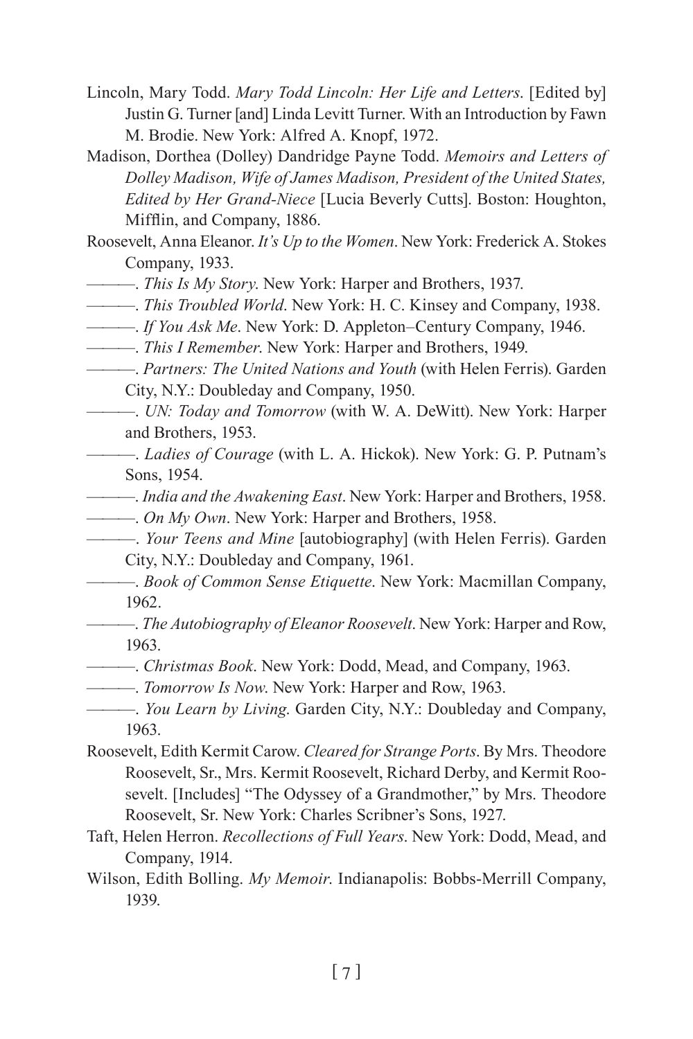Lincoln, Mary Todd. *Mary Todd Lincoln: Her Life and Letters*. [Edited by] Justin G. Turner [and] Linda Levitt Turner. With an Introduction by Fawn M. Brodie. New York: Alfred A. Knopf, 1972.

Madison, Dorthea (Dolley) Dandridge Payne Todd. *Memoirs and Letters of Dolley Madison, Wife of James Madison, President of the United States, Edited by Her Grand-Niece* [Lucia Beverly Cutts]. Boston: Houghton, Mifflin, and Company, 1886.

Roosevelt, Anna Eleanor. *It's Up to the Women*. New York: Frederick A. Stokes Company, 1933.

———. *This Is My Story*. New York: Harper and Brothers, 1937.

———. *This Troubled World*. New York: H. C. Kinsey and Company, 1938.

———. *If You Ask Me*. New York: D. Appleton–Century Company, 1946.

———. *This I Remember*. New York: Harper and Brothers, 1949.

———. *Partners: The United Nations and Youth* (with Helen Ferris). Garden City, N.Y.: Doubleday and Company, 1950.

———. *UN: Today and Tomorrow* (with W. A. DeWitt). New York: Harper and Brothers, 1953.

———. *Ladies of Courage* (with L. A. Hickok). New York: G. P. Putnam's Sons, 1954.

———. *India and the Awakening East*. New York: Harper and Brothers, 1958.

———. *On My Own*. New York: Harper and Brothers, 1958.

———. *Your Teens and Mine* [autobiography] (with Helen Ferris). Garden City, N.Y.: Doubleday and Company, 1961.

———. *Book of Common Sense Etiquette*. New York: Macmillan Company, 1962.

———. *The Autobiography of Eleanor Roosevelt*. New York: Harper and Row, 1963.

———. *Christmas Book*. New York: Dodd, Mead, and Company, 1963.

———. *Tomorrow Is Now*. New York: Harper and Row, 1963.

———. *You Learn by Living*. Garden City, N.Y.: Doubleday and Company, 1963.

Roosevelt, Edith Kermit Carow. *Cleared for Strange Ports*. By Mrs. Theodore Roosevelt, Sr., Mrs. Kermit Roosevelt, Richard Derby, and Kermit Roosevelt. [Includes] "The Odyssey of a Grandmother," by Mrs. Theodore Roosevelt, Sr. New York: Charles Scribner's Sons, 1927.

Taft, Helen Herron. *Recollections of Full Years*. New York: Dodd, Mead, and Company, 1914.

Wilson, Edith Bolling. *My Memoir*. Indianapolis: Bobbs-Merrill Company, 1939.